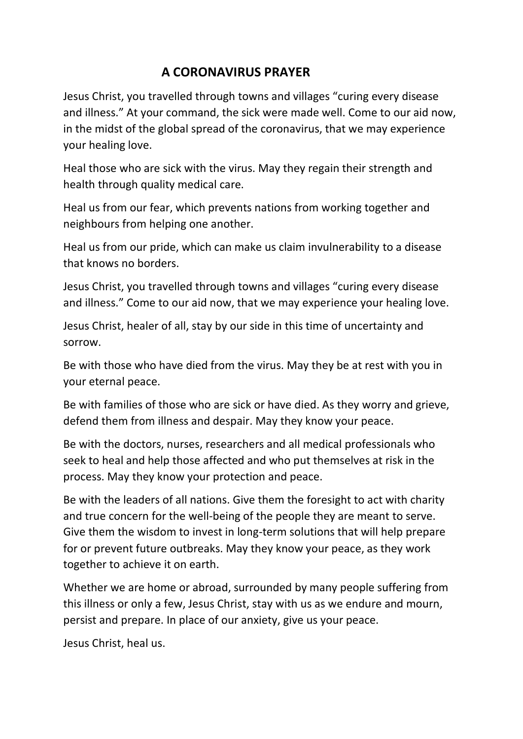# A CORONAVIRUS PRAYER

Jesus Christ, you travelled through towns and villages "curing every disease and illness." At your command, the sick were made well. Come to our aid now, in the midst of the global spread of the coronavirus, that we may experience your healing love.

Heal those who are sick with the virus. May they regain their strength and health through quality medical care.

Heal us from our fear, which prevents nations from working together and neighbours from helping one another.

Heal us from our pride, which can make us claim invulnerability to a disease that knows no borders.

Jesus Christ, you travelled through towns and villages "curing every disease and illness." Come to our aid now, that we may experience your healing love.

Jesus Christ, healer of all, stay by our side in this time of uncertainty and sorrow.

Be with those who have died from the virus. May they be at rest with you in your eternal peace.

Be with families of those who are sick or have died. As they worry and grieve, defend them from illness and despair. May they know your peace.

Be with the doctors, nurses, researchers and all medical professionals who seek to heal and help those affected and who put themselves at risk in the process. May they know your protection and peace.

Be with the leaders of all nations. Give them the foresight to act with charity and true concern for the well-being of the people they are meant to serve. Give them the wisdom to invest in long-term solutions that will help prepare for or prevent future outbreaks. May they know your peace, as they work together to achieve it on earth.

Whether we are home or abroad, surrounded by many people suffering from this illness or only a few, Jesus Christ, stay with us as we endure and mourn, persist and prepare. In place of our anxiety, give us your peace.

Jesus Christ, heal us.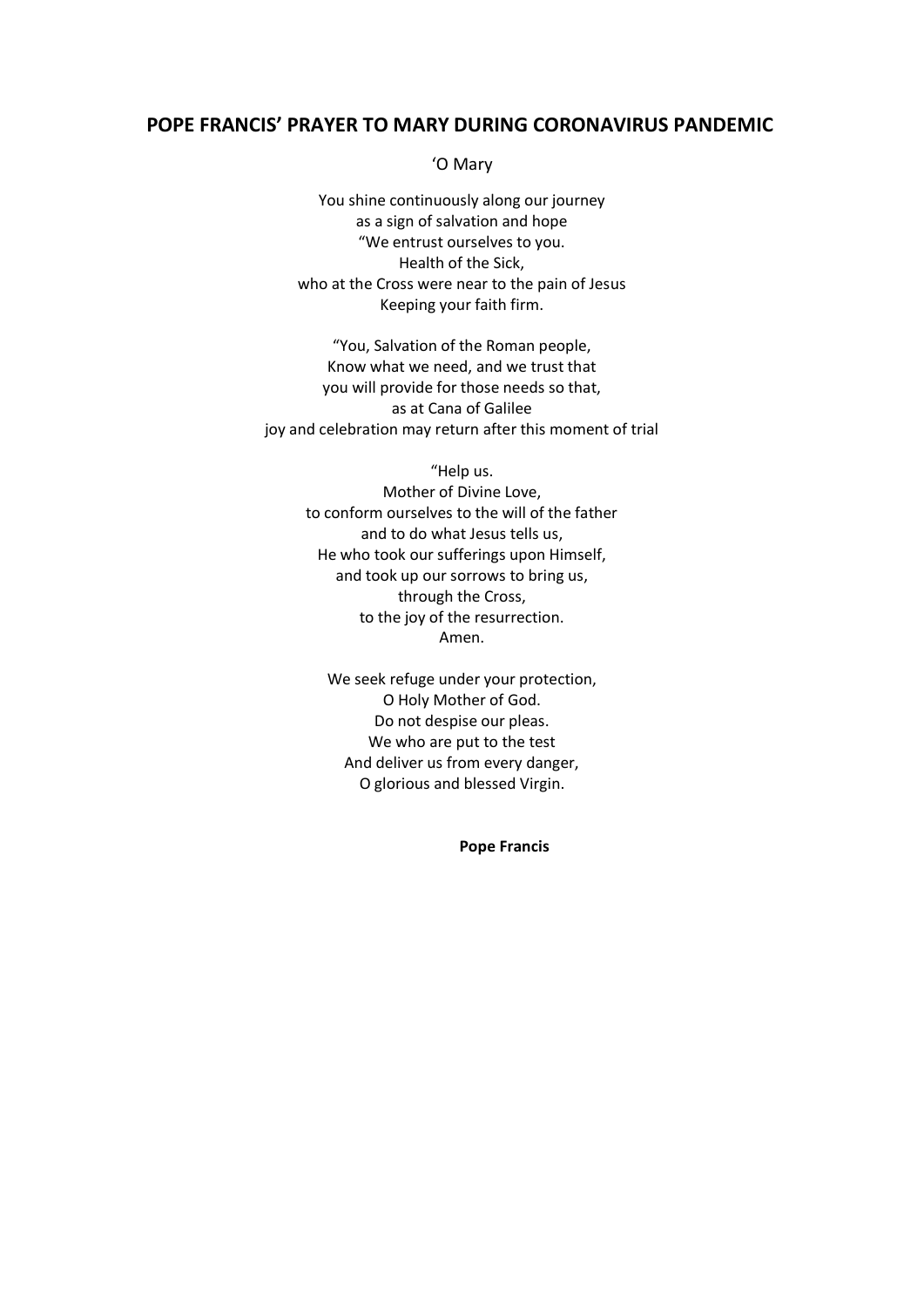# POPE FRANCIS' PRAYER TO MARY DURING CORONAVIRUS PANDEMIC

'O Mary

You shine continuously along our journey
as a sign of salvation and hope
"We entrust ourselves to you.
Health of the Sick,
who at the Cross were near to the pain of Jesus
Keeping your faith firm.

"You, Salvation of the Roman people,
Know what we need, and we trust that
you will provide for those needs so that,
as at Cana of Galilee
joy and celebration may return after this moment of trial

"Help us.
Mother of Divine Love,
to conform ourselves to the will of the father
and to do what Jesus tells us,
He who took our sufferings upon Himself,
and took up our sorrows to bring us,
through the Cross,
to the joy of the resurrection.
Amen.

We seek refuge under your protection,
O Holy Mother of God.
Do not despise our pleas.
We who are put to the test
And deliver us from every danger,
O glorious and blessed Virgin.

**Pope Francis**